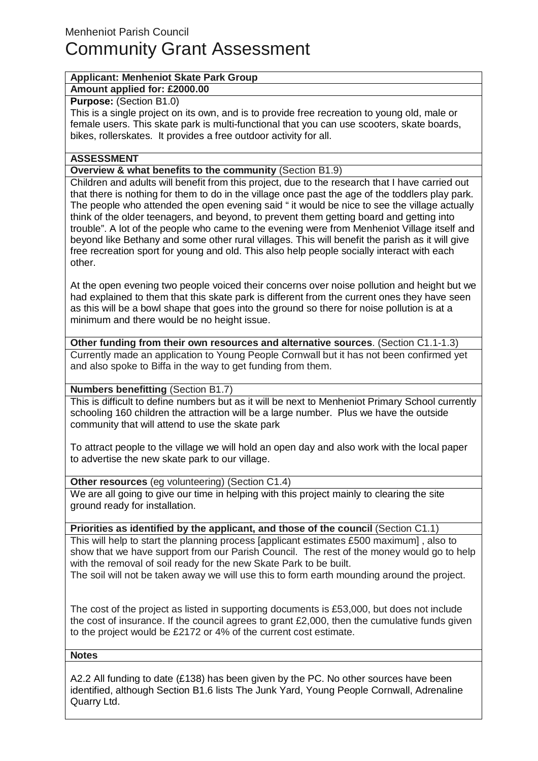Menheniot Parish Council

# Community Grant Assessment

**Applicant: Menheniot Skate Park Group**

**Amount applied for: £2000.00**

**Purpose:** (Section B1.0)

This is a single project on its own, and is to provide free recreation to young old, male or female users. This skate park is multi-functional that you can use scooters, skate boards, bikes, rollerskates. It provides a free outdoor activity for all.

## ASSESSMENT

**Overview & what benefits to the community** (Section B1.9)

Children and adults will benefit from this project, due to the research that I have carried out that there is nothing for them to do in the village once past the age of the toddlers play park. The people who attended the open evening said " it would be nice to see the village actually think of the older teenagers, and beyond, to prevent them getting board and getting into trouble". A lot of the people who came to the evening were from Menheniot Village itself and beyond like Bethany and some other rural villages. This will benefit the parish as it will give free recreation sport for young and old. This also help people socially interact with each other.

At the open evening two people voiced their concerns over noise pollution and height but we had explained to them that this skate park is different from the current ones they have seen as this will be a bowl shape that goes into the ground so there for noise pollution is at a minimum and there would be no height issue.

**Other funding from their own resources and alternative sources**. (Section C1.1-1.3)

Currently made an application to Young People Cornwall but it has not been confirmed yet and also spoke to Biffa in the way to get funding from them.

**Numbers benefitting** (Section B1.7)

This is difficult to define numbers but as it will be next to Menheniot Primary School currently schooling 160 children the attraction will be a large number. Plus we have the outside community that will attend to use the skate park

To attract people to the village we will hold an open day and also work with the local paper to advertise the new skate park to our village.

**Other resources** (eg volunteering) (Section C1.4)

We are all going to give our time in helping with this project mainly to clearing the site ground ready for installation.

**Priorities as identified by the applicant, and those of the council** (Section C1.1)

This will help to start the planning process [applicant estimates £500 maximum] , also to show that we have support from our Parish Council. The rest of the money would go to help with the removal of soil ready for the new Skate Park to be built.
The soil will not be taken away we will use this to form earth mounding around the project.

The cost of the project as listed in supporting documents is £53,000, but does not include the cost of insurance. If the council agrees to grant £2,000, then the cumulative funds given to the project would be £2172 or 4% of the current cost estimate.

**Notes**

A2.2 All funding to date (£138) has been given by the PC. No other sources have been identified, although Section B1.6 lists The Junk Yard, Young People Cornwall, Adrenaline Quarry Ltd.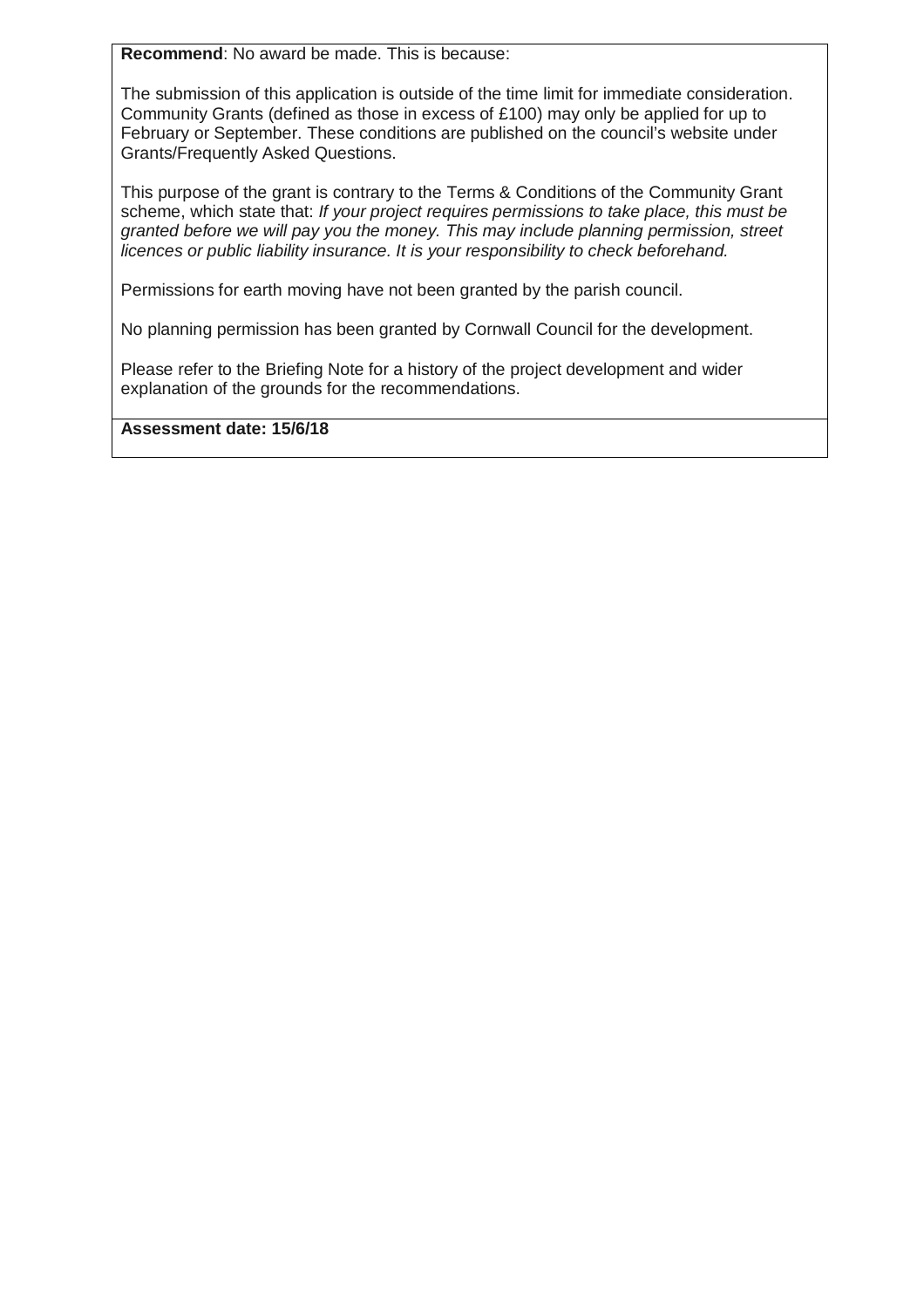**Recommend**: No award be made. This is because:

The submission of this application is outside of the time limit for immediate consideration. Community Grants (defined as those in excess of £100) may only be applied for up to February or September. These conditions are published on the council's website under Grants/Frequently Asked Questions.

This purpose of the grant is contrary to the Terms & Conditions of the Community Grant scheme, which state that: *If your project requires permissions to take place, this must be granted before we will pay you the money. This may include planning permission, street licences or public liability insurance. It is your responsibility to check beforehand.*

Permissions for earth moving have not been granted by the parish council.

No planning permission has been granted by Cornwall Council for the development.

Please refer to the Briefing Note for a history of the project development and wider explanation of the grounds for the recommendations.

**Assessment date: 15/6/18**